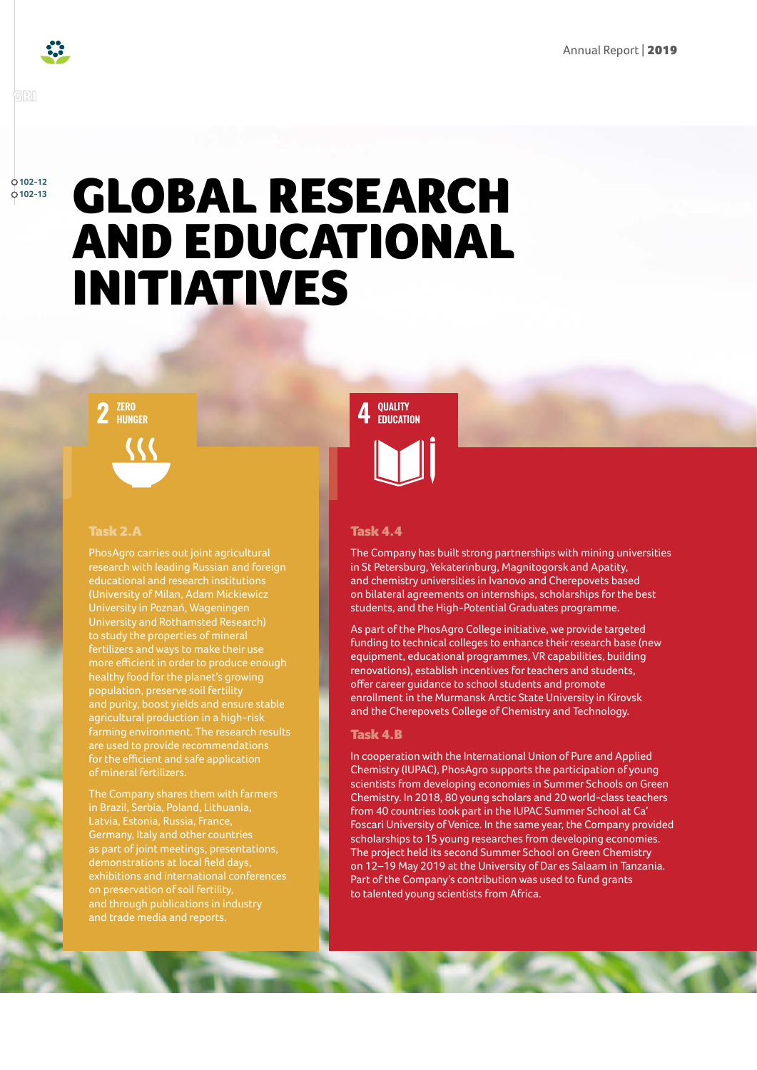102-12
102-13

# GLOBAL RESEARCH AND EDUCATIONAL INITIATIVES

**2 ZERO HUNGER**

### Task 2.A

PhosAgro carries out joint agricultural research with leading Russian and foreign educational and research institutions (University of Milan, Adam Mickiewicz University in Poznań, Wageningen University and Rothamsted Research) to study the properties of mineral fertilizers and ways to make their use more efficient in order to produce enough healthy food for the planet's growing population, preserve soil fertility and purity, boost yields and ensure stable agricultural production in a high-risk farming environment. The research results are used to provide recommendations for the efficient and safe application of mineral fertilizers.

The Company shares them with farmers in Brazil, Serbia, Poland, Lithuania, Latvia, Estonia, Russia, France, Germany, Italy and other countries as part of joint meetings, presentations, demonstrations at local field days, exhibitions and international conferences on preservation of soil fertility, and through publications in industry and trade media and reports.

**4 QUALITY EDUCATION**

### Task 4.4

The Company has built strong partnerships with mining universities in St Petersburg, Yekaterinburg, Magnitogorsk and Apatity, and chemistry universities in Ivanovo and Cherepovets based on bilateral agreements on internships, scholarships for the best students, and the High-Potential Graduates programme.

As part of the PhosAgro College initiative, we provide targeted funding to technical colleges to enhance their research base (new equipment, educational programmes, VR capabilities, building renovations), establish incentives for teachers and students, offer career guidance to school students and promote enrollment in the Murmansk Arctic State University in Kirovsk and the Cherepovets College of Chemistry and Technology.

### Task 4.B

In cooperation with the International Union of Pure and Applied Chemistry (IUPAC), PhosAgro supports the participation of young scientists from developing economies in Summer Schools on Green Chemistry. In 2018, 80 young scholars and 20 world-class teachers from 40 countries took part in the IUPAC Summer School at Ca' Foscari University of Venice. In the same year, the Company provided scholarships to 15 young researches from developing economies. The project held its second Summer School on Green Chemistry on 12–19 May 2019 at the University of Dar es Salaam in Tanzania. Part of the Company's contribution was used to fund grants to talented young scientists from Africa.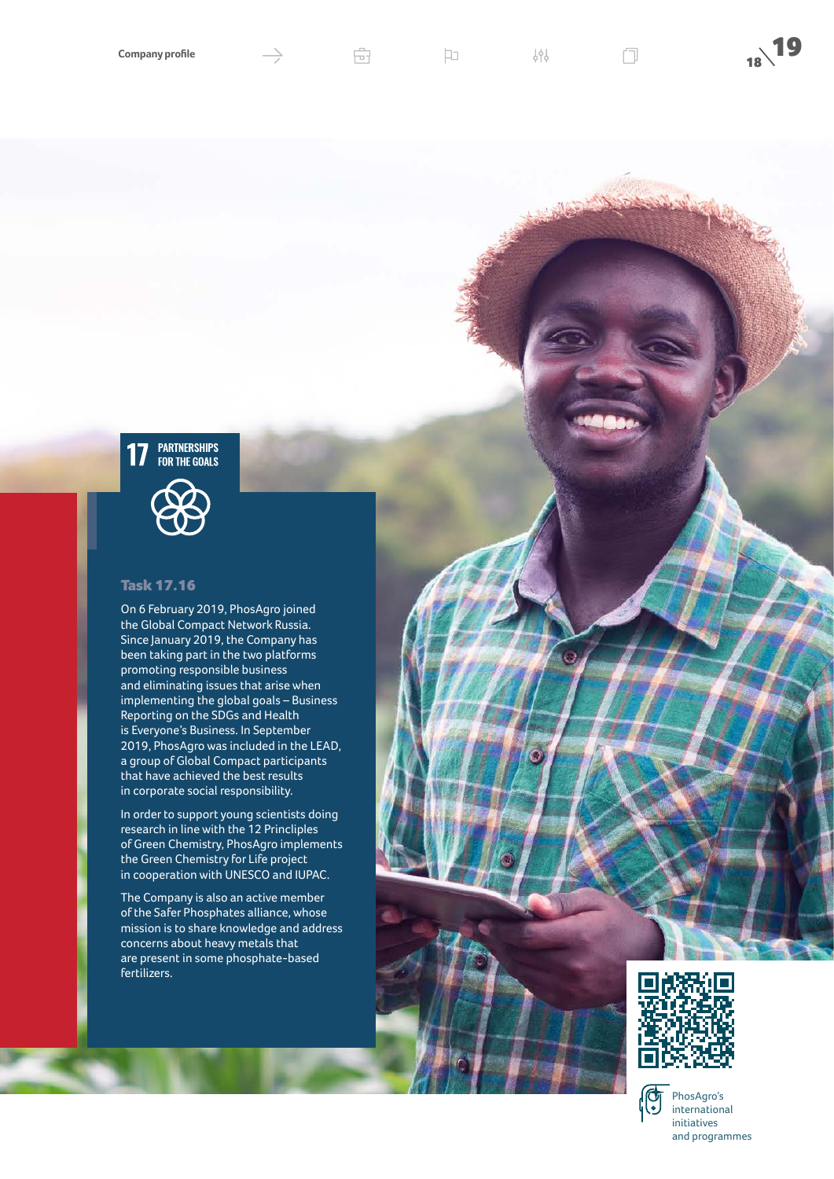17 PARTNERSHIPS FOR THE GOALS

### Task 17.16

On 6 February 2019, PhosAgro joined the Global Compact Network Russia. Since January 2019, the Company has been taking part in the two platforms promoting responsible business and eliminating issues that arise when implementing the global goals – Business Reporting on the SDGs and Health is Everyone's Business. In September 2019, PhosAgro was included in the LEAD, a group of Global Compact participants that have achieved the best results in corporate social responsibility.

In order to support young scientists doing research in line with the 12 Principles of Green Chemistry, PhosAgro implements the Green Chemistry for Life project in cooperation with UNESCO and IUPAC.

The Company is also an active member of the Safer Phosphates alliance, whose mission is to share knowledge and address concerns about heavy metals that are present in some phosphate-based fertilizers.

PhosAgro's international initiatives and programmes